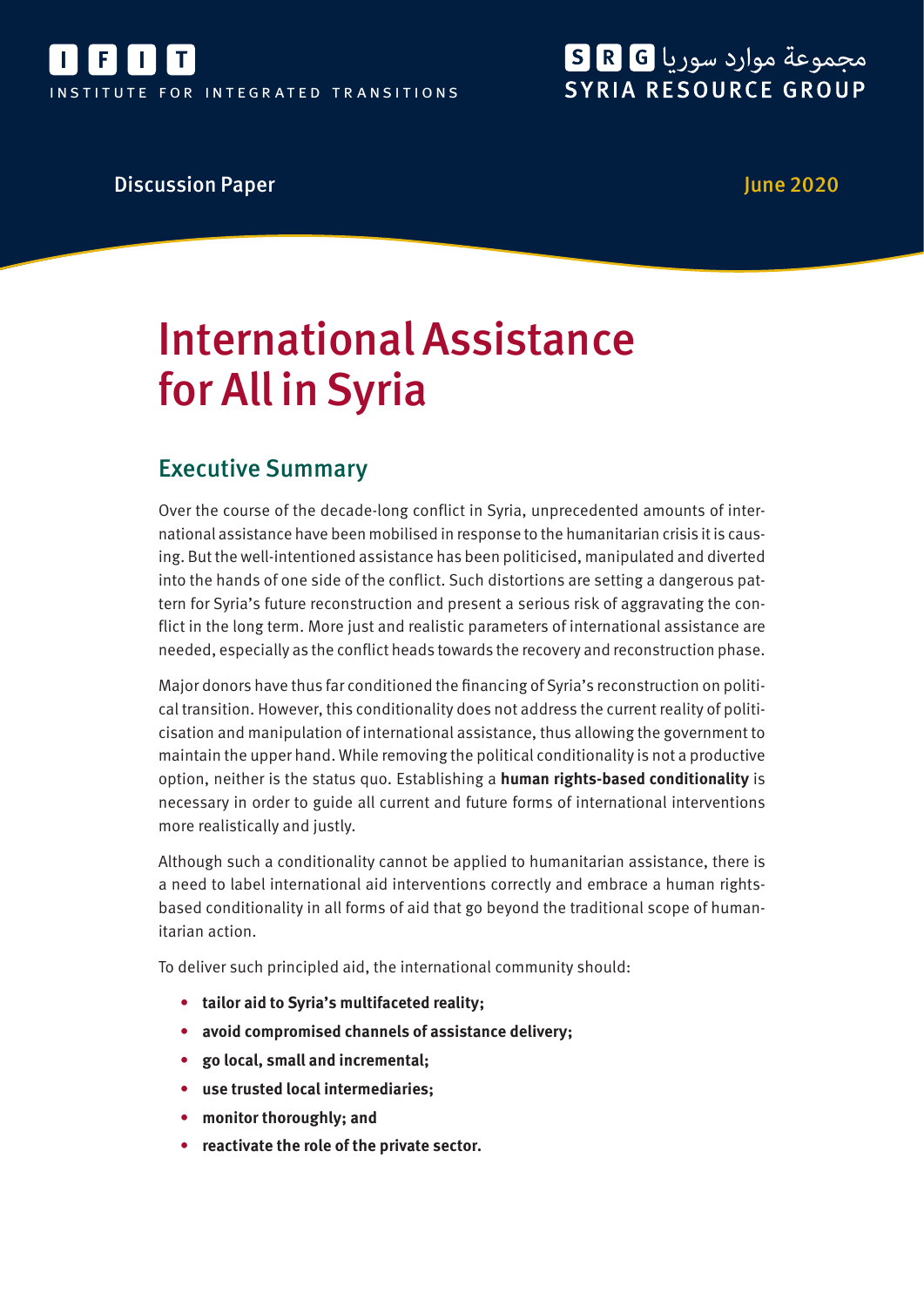I F I T

INSTITUTE FOR INTEGRATED TRANSITIONS

S R G مجموعة موارد سوريا

SYRIA RESOURCE GROUP

Discussion Paper

June 2020

# International Assistance for All in Syria

## Executive Summary

Over the course of the decade-long conflict in Syria, unprecedented amounts of international assistance have been mobilised in response to the humanitarian crisis it is causing. But the well-intentioned assistance has been politicised, manipulated and diverted into the hands of one side of the conflict. Such distortions are setting a dangerous pattern for Syria's future reconstruction and present a serious risk of aggravating the conflict in the long term. More just and realistic parameters of international assistance are needed, especially as the conflict heads towards the recovery and reconstruction phase.

Major donors have thus far conditioned the financing of Syria's reconstruction on political transition. However, this conditionality does not address the current reality of politicisation and manipulation of international assistance, thus allowing the government to maintain the upper hand. While removing the political conditionality is not a productive option, neither is the status quo. Establishing a **human rights-based conditionality** is necessary in order to guide all current and future forms of international interventions more realistically and justly.

Although such a conditionality cannot be applied to humanitarian assistance, there is a need to label international aid interventions correctly and embrace a human rights-based conditionality in all forms of aid that go beyond the traditional scope of humanitarian action.

To deliver such principled aid, the international community should:

- **tailor aid to Syria's multifaceted reality;**
- **avoid compromised channels of assistance delivery;**
- **go local, small and incremental;**
- **use trusted local intermediaries;**
- **monitor thoroughly; and**
- **reactivate the role of the private sector.**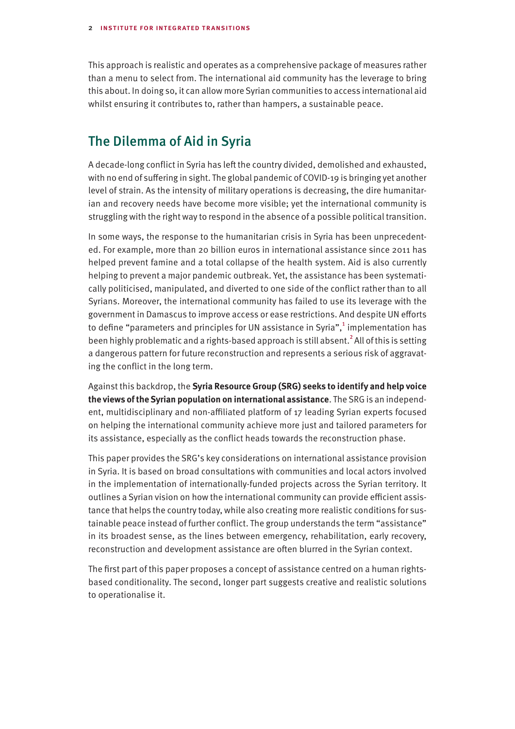This approach is realistic and operates as a comprehensive package of measures rather than a menu to select from. The international aid community has the leverage to bring this about. In doing so, it can allow more Syrian communities to access international aid whilst ensuring it contributes to, rather than hampers, a sustainable peace.

## The Dilemma of Aid in Syria

A decade-long conflict in Syria has left the country divided, demolished and exhausted, with no end of suffering in sight. The global pandemic of COVID-19 is bringing yet another level of strain. As the intensity of military operations is decreasing, the dire humanitarian and recovery needs have become more visible; yet the international community is struggling with the right way to respond in the absence of a possible political transition.

In some ways, the response to the humanitarian crisis in Syria has been unprecedented. For example, more than 20 billion euros in international assistance since 2011 has helped prevent famine and a total collapse of the health system. Aid is also currently helping to prevent a major pandemic outbreak. Yet, the assistance has been systematically politicised, manipulated, and diverted to one side of the conflict rather than to all Syrians. Moreover, the international community has failed to use its leverage with the government in Damascus to improve access or ease restrictions. And despite UN efforts to define "parameters and principles for UN assistance in Syria",[1] implementation has been highly problematic and a rights-based approach is still absent.[2] All of this is setting a dangerous pattern for future reconstruction and represents a serious risk of aggravating the conflict in the long term.

Against this backdrop, the **Syria Resource Group (SRG) seeks to identify and help voice the views of the Syrian population on international assistance**. The SRG is an independent, multidisciplinary and non-affiliated platform of 17 leading Syrian experts focused on helping the international community achieve more just and tailored parameters for its assistance, especially as the conflict heads towards the reconstruction phase.

This paper provides the SRG's key considerations on international assistance provision in Syria. It is based on broad consultations with communities and local actors involved in the implementation of internationally-funded projects across the Syrian territory. It outlines a Syrian vision on how the international community can provide efficient assistance that helps the country today, while also creating more realistic conditions for sustainable peace instead of further conflict. The group understands the term "assistance" in its broadest sense, as the lines between emergency, rehabilitation, early recovery, reconstruction and development assistance are often blurred in the Syrian context.

The first part of this paper proposes a concept of assistance centred on a human rights-based conditionality. The second, longer part suggests creative and realistic solutions to operationalise it.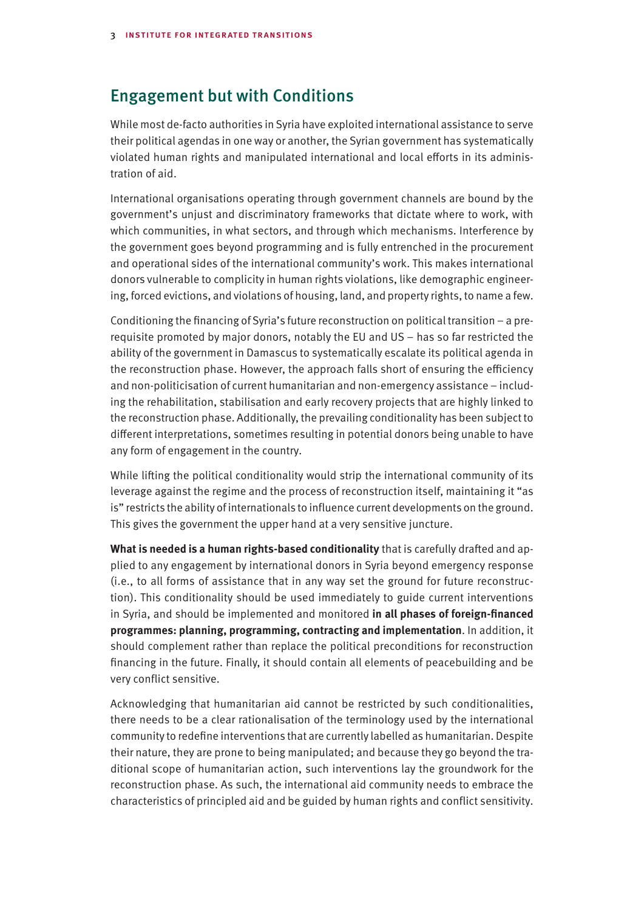## Engagement but with Conditions

While most de-facto authorities in Syria have exploited international assistance to serve their political agendas in one way or another, the Syrian government has systematically violated human rights and manipulated international and local efforts in its administration of aid.

International organisations operating through government channels are bound by the government's unjust and discriminatory frameworks that dictate where to work, with which communities, in what sectors, and through which mechanisms. Interference by the government goes beyond programming and is fully entrenched in the procurement and operational sides of the international community's work. This makes international donors vulnerable to complicity in human rights violations, like demographic engineering, forced evictions, and violations of housing, land, and property rights, to name a few.

Conditioning the financing of Syria's future reconstruction on political transition – a prerequisite promoted by major donors, notably the EU and US – has so far restricted the ability of the government in Damascus to systematically escalate its political agenda in the reconstruction phase. However, the approach falls short of ensuring the efficiency and non-politicisation of current humanitarian and non-emergency assistance – including the rehabilitation, stabilisation and early recovery projects that are highly linked to the reconstruction phase. Additionally, the prevailing conditionality has been subject to different interpretations, sometimes resulting in potential donors being unable to have any form of engagement in the country.

While lifting the political conditionality would strip the international community of its leverage against the regime and the process of reconstruction itself, maintaining it "as is" restricts the ability of internationals to influence current developments on the ground. This gives the government the upper hand at a very sensitive juncture.

**What is needed is a human rights-based conditionality** that is carefully drafted and applied to any engagement by international donors in Syria beyond emergency response (i.e., to all forms of assistance that in any way set the ground for future reconstruction). This conditionality should be used immediately to guide current interventions in Syria, and should be implemented and monitored **in all phases of foreign-financed programmes: planning, programming, contracting and implementation**. In addition, it should complement rather than replace the political preconditions for reconstruction financing in the future. Finally, it should contain all elements of peacebuilding and be very conflict sensitive.

Acknowledging that humanitarian aid cannot be restricted by such conditionalities, there needs to be a clear rationalisation of the terminology used by the international community to redefine interventions that are currently labelled as humanitarian. Despite their nature, they are prone to being manipulated; and because they go beyond the traditional scope of humanitarian action, such interventions lay the groundwork for the reconstruction phase. As such, the international aid community needs to embrace the characteristics of principled aid and be guided by human rights and conflict sensitivity.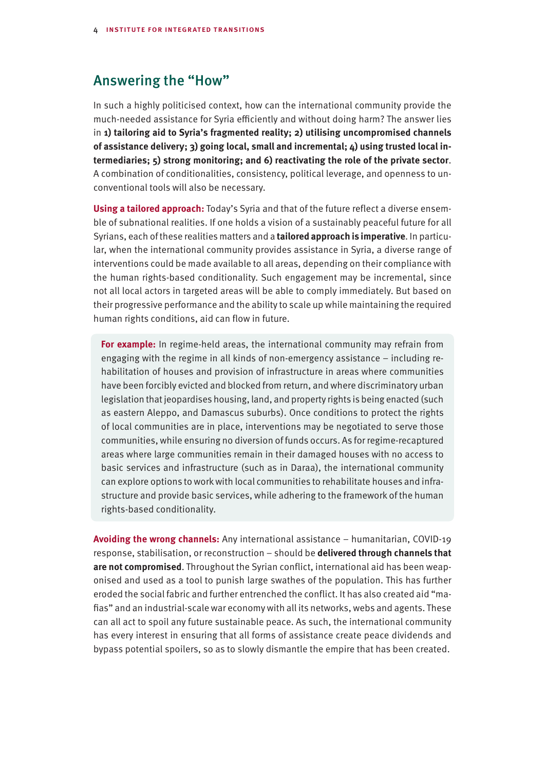## Answering the "How"

In such a highly politicised context, how can the international community provide the much-needed assistance for Syria efficiently and without doing harm? The answer lies in **1) tailoring aid to Syria's fragmented reality; 2) utilising uncompromised channels of assistance delivery; 3) going local, small and incremental; 4) using trusted local intermediaries; 5) strong monitoring; and 6) reactivating the role of the private sector**. A combination of conditionalities, consistency, political leverage, and openness to unconventional tools will also be necessary.

**Using a tailored approach:** Today's Syria and that of the future reflect a diverse ensemble of subnational realities. If one holds a vision of a sustainably peaceful future for all Syrians, each of these realities matters and a **tailored approach is imperative**. In particular, when the international community provides assistance in Syria, a diverse range of interventions could be made available to all areas, depending on their compliance with the human rights-based conditionality. Such engagement may be incremental, since not all local actors in targeted areas will be able to comply immediately. But based on their progressive performance and the ability to scale up while maintaining the required human rights conditions, aid can flow in future.

> **For example:** In regime-held areas, the international community may refrain from engaging with the regime in all kinds of non-emergency assistance – including rehabilitation of houses and provision of infrastructure in areas where communities have been forcibly evicted and blocked from return, and where discriminatory urban legislation that jeopardises housing, land, and property rights is being enacted (such as eastern Aleppo, and Damascus suburbs). Once conditions to protect the rights of local communities are in place, interventions may be negotiated to serve those communities, while ensuring no diversion of funds occurs. As for regime-recaptured areas where large communities remain in their damaged houses with no access to basic services and infrastructure (such as in Daraa), the international community can explore options to work with local communities to rehabilitate houses and infrastructure and provide basic services, while adhering to the framework of the human rights-based conditionality.

**Avoiding the wrong channels:** Any international assistance – humanitarian, COVID-19 response, stabilisation, or reconstruction – should be **delivered through channels that are not compromised**. Throughout the Syrian conflict, international aid has been weaponised and used as a tool to punish large swathes of the population. This has further eroded the social fabric and further entrenched the conflict. It has also created aid "mafias" and an industrial-scale war economy with all its networks, webs and agents. These can all act to spoil any future sustainable peace. As such, the international community has every interest in ensuring that all forms of assistance create peace dividends and bypass potential spoilers, so as to slowly dismantle the empire that has been created.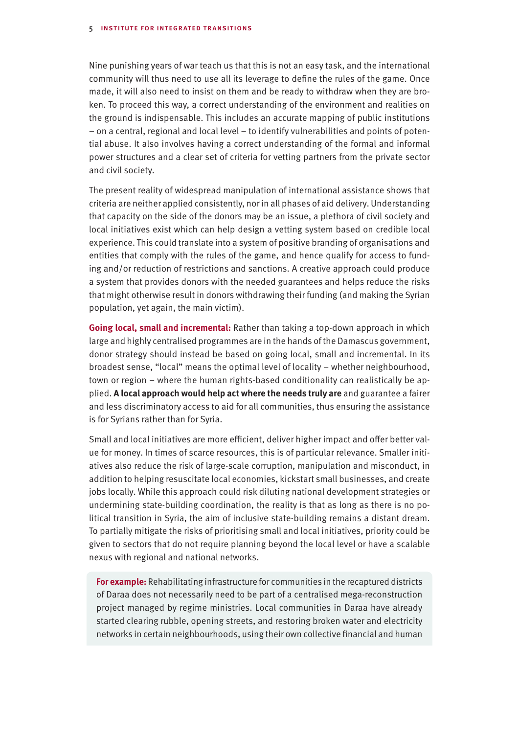Nine punishing years of war teach us that this is not an easy task, and the international community will thus need to use all its leverage to define the rules of the game. Once made, it will also need to insist on them and be ready to withdraw when they are broken. To proceed this way, a correct understanding of the environment and realities on the ground is indispensable. This includes an accurate mapping of public institutions – on a central, regional and local level – to identify vulnerabilities and points of potential abuse. It also involves having a correct understanding of the formal and informal power structures and a clear set of criteria for vetting partners from the private sector and civil society.

The present reality of widespread manipulation of international assistance shows that criteria are neither applied consistently, nor in all phases of aid delivery. Understanding that capacity on the side of the donors may be an issue, a plethora of civil society and local initiatives exist which can help design a vetting system based on credible local experience. This could translate into a system of positive branding of organisations and entities that comply with the rules of the game, and hence qualify for access to funding and/or reduction of restrictions and sanctions. A creative approach could produce a system that provides donors with the needed guarantees and helps reduce the risks that might otherwise result in donors withdrawing their funding (and making the Syrian population, yet again, the main victim).

**Going local, small and incremental:** Rather than taking a top-down approach in which large and highly centralised programmes are in the hands of the Damascus government, donor strategy should instead be based on going local, small and incremental. In its broadest sense, "local" means the optimal level of locality – whether neighbourhood, town or region – where the human rights-based conditionality can realistically be applied. **A local approach would help act where the needs truly are** and guarantee a fairer and less discriminatory access to aid for all communities, thus ensuring the assistance is for Syrians rather than for Syria.

Small and local initiatives are more efficient, deliver higher impact and offer better value for money. In times of scarce resources, this is of particular relevance. Smaller initiatives also reduce the risk of large-scale corruption, manipulation and misconduct, in addition to helping resuscitate local economies, kickstart small businesses, and create jobs locally. While this approach could risk diluting national development strategies or undermining state-building coordination, the reality is that as long as there is no political transition in Syria, the aim of inclusive state-building remains a distant dream. To partially mitigate the risks of prioritising small and local initiatives, priority could be given to sectors that do not require planning beyond the local level or have a scalable nexus with regional and national networks.

**For example:** Rehabilitating infrastructure for communities in the recaptured districts of Daraa does not necessarily need to be part of a centralised mega-reconstruction project managed by regime ministries. Local communities in Daraa have already started clearing rubble, opening streets, and restoring broken water and electricity networks in certain neighbourhoods, using their own collective financial and human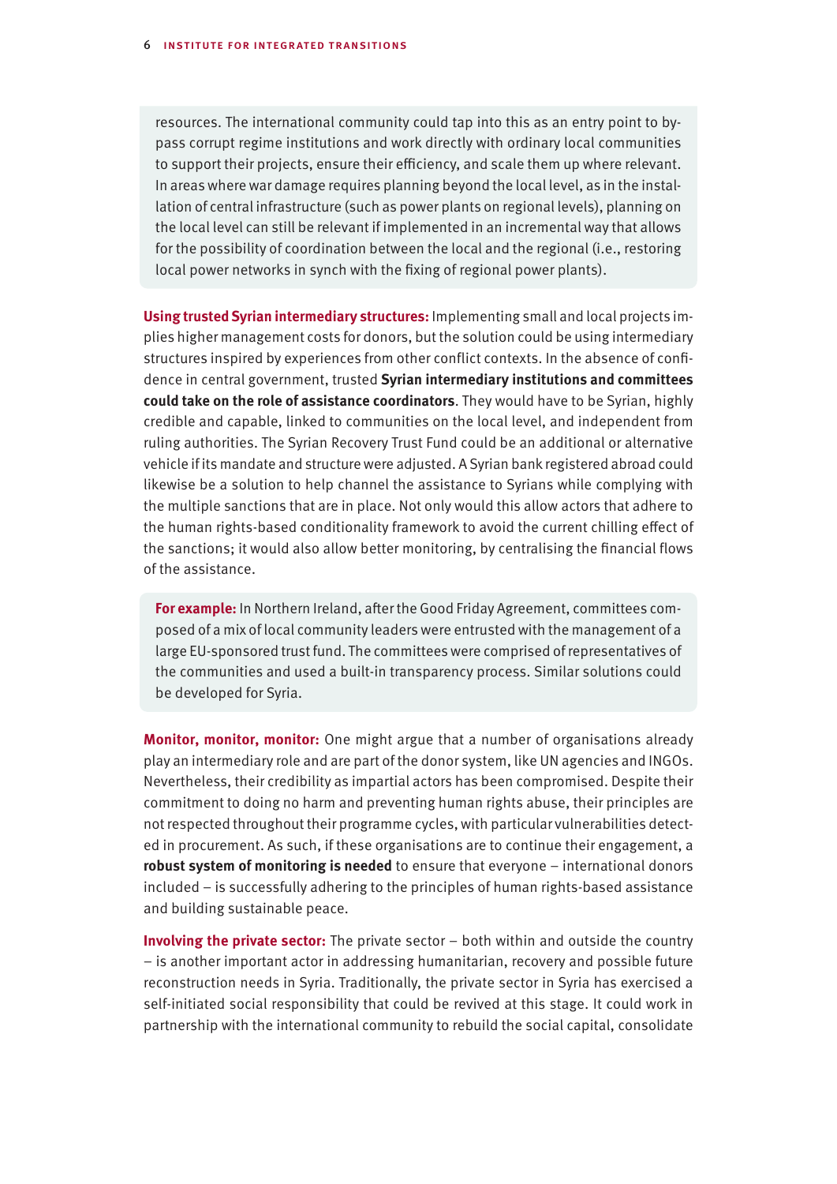resources. The international community could tap into this as an entry point to bypass corrupt regime institutions and work directly with ordinary local communities to support their projects, ensure their efficiency, and scale them up where relevant. In areas where war damage requires planning beyond the local level, as in the installation of central infrastructure (such as power plants on regional levels), planning on the local level can still be relevant if implemented in an incremental way that allows for the possibility of coordination between the local and the regional (i.e., restoring local power networks in synch with the fixing of regional power plants).

**Using trusted Syrian intermediary structures:** Implementing small and local projects implies higher management costs for donors, but the solution could be using intermediary structures inspired by experiences from other conflict contexts. In the absence of confidence in central government, trusted **Syrian intermediary institutions and committees could take on the role of assistance coordinators**. They would have to be Syrian, highly credible and capable, linked to communities on the local level, and independent from ruling authorities. The Syrian Recovery Trust Fund could be an additional or alternative vehicle if its mandate and structure were adjusted. A Syrian bank registered abroad could likewise be a solution to help channel the assistance to Syrians while complying with the multiple sanctions that are in place. Not only would this allow actors that adhere to the human rights-based conditionality framework to avoid the current chilling effect of the sanctions; it would also allow better monitoring, by centralising the financial flows of the assistance.

**For example:** In Northern Ireland, after the Good Friday Agreement, committees composed of a mix of local community leaders were entrusted with the management of a large EU-sponsored trust fund. The committees were comprised of representatives of the communities and used a built-in transparency process. Similar solutions could be developed for Syria.

**Monitor, monitor, monitor:** One might argue that a number of organisations already play an intermediary role and are part of the donor system, like UN agencies and INGOs. Nevertheless, their credibility as impartial actors has been compromised. Despite their commitment to doing no harm and preventing human rights abuse, their principles are not respected throughout their programme cycles, with particular vulnerabilities detected in procurement. As such, if these organisations are to continue their engagement, a **robust system of monitoring is needed** to ensure that everyone – international donors included – is successfully adhering to the principles of human rights-based assistance and building sustainable peace.

**Involving the private sector:** The private sector – both within and outside the country – is another important actor in addressing humanitarian, recovery and possible future reconstruction needs in Syria. Traditionally, the private sector in Syria has exercised a self-initiated social responsibility that could be revived at this stage. It could work in partnership with the international community to rebuild the social capital, consolidate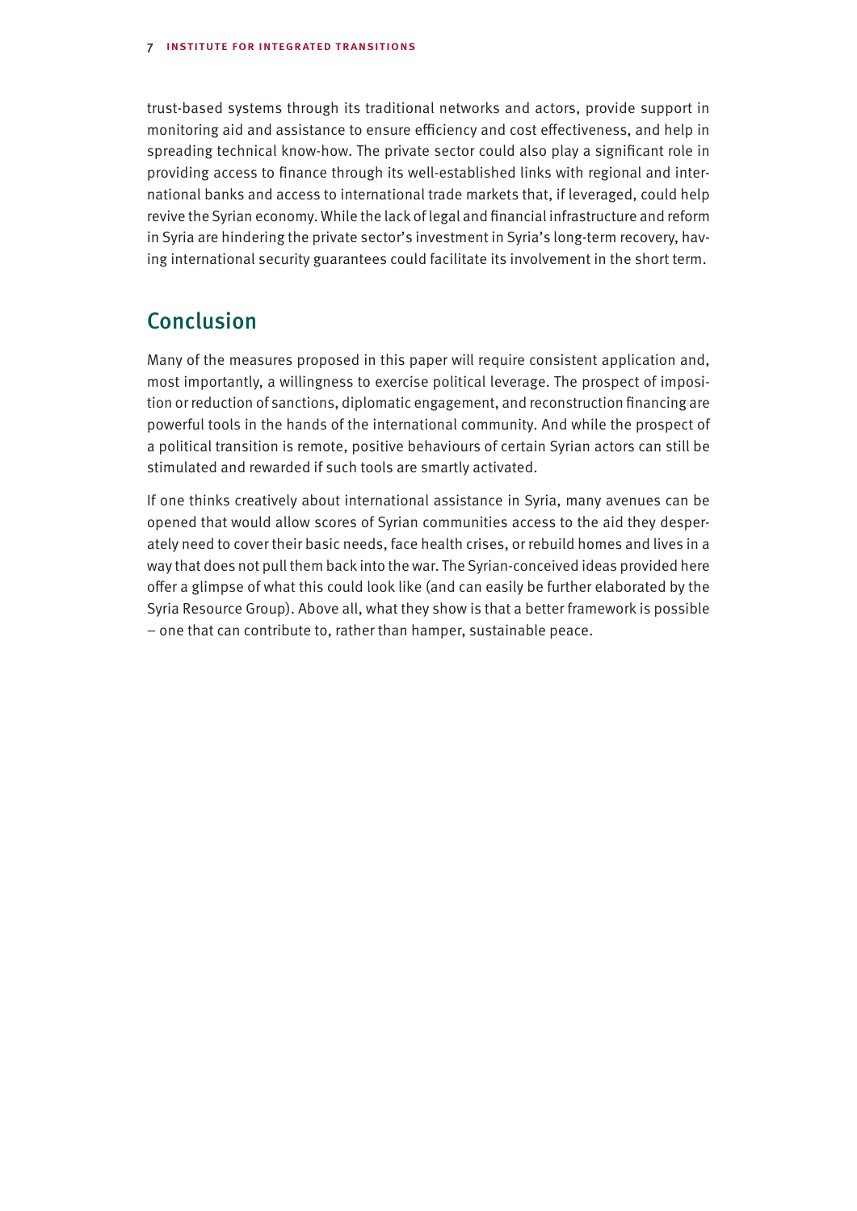trust-based systems through its traditional networks and actors, provide support in monitoring aid and assistance to ensure efficiency and cost effectiveness, and help in spreading technical know-how. The private sector could also play a significant role in providing access to finance through its well-established links with regional and international banks and access to international trade markets that, if leveraged, could help revive the Syrian economy. While the lack of legal and financial infrastructure and reform in Syria are hindering the private sector's investment in Syria's long-term recovery, having international security guarantees could facilitate its involvement in the short term.

## Conclusion

Many of the measures proposed in this paper will require consistent application and, most importantly, a willingness to exercise political leverage. The prospect of imposition or reduction of sanctions, diplomatic engagement, and reconstruction financing are powerful tools in the hands of the international community. And while the prospect of a political transition is remote, positive behaviours of certain Syrian actors can still be stimulated and rewarded if such tools are smartly activated.

If one thinks creatively about international assistance in Syria, many avenues can be opened that would allow scores of Syrian communities access to the aid they desperately need to cover their basic needs, face health crises, or rebuild homes and lives in a way that does not pull them back into the war. The Syrian-conceived ideas provided here offer a glimpse of what this could look like (and can easily be further elaborated by the Syria Resource Group). Above all, what they show is that a better framework is possible – one that can contribute to, rather than hamper, sustainable peace.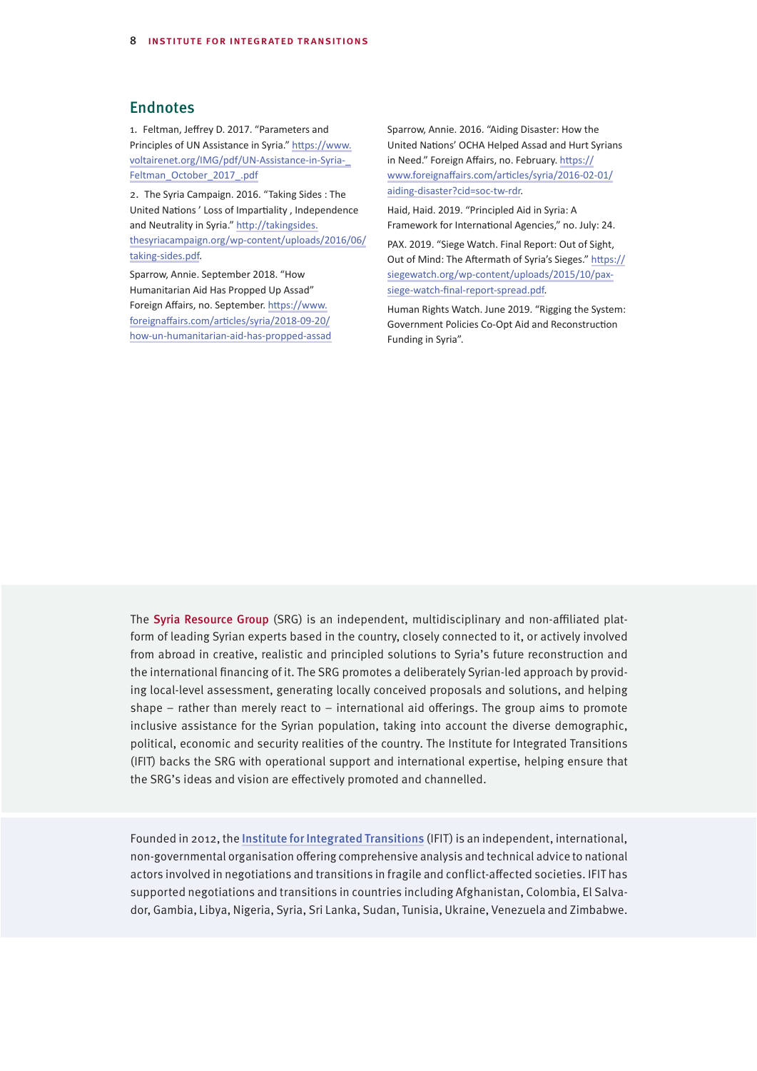## Endnotes

1. Feltman, Jeffrey D. 2017. "Parameters and Principles of UN Assistance in Syria." https://www.voltairenet.org/IMG/pdf/UN-Assistance-in-Syria-_Feltman_October_2017_.pdf

2. The Syria Campaign. 2016. "Taking Sides : The United Nations ' Loss of Impartiality , Independence and Neutrality in Syria." http://takingsides.thesyriacampaign.org/wp-content/uploads/2016/06/taking-sides.pdf.

Sparrow, Annie. September 2018. "How Humanitarian Aid Has Propped Up Assad" Foreign Affairs, no. September. https://www.foreignaffairs.com/articles/syria/2018-09-20/how-un-humanitarian-aid-has-propped-assad

Sparrow, Annie. 2016. "Aiding Disaster: How the United Nations' OCHA Helped Assad and Hurt Syrians in Need." Foreign Affairs, no. February. https://www.foreignaffairs.com/articles/syria/2016-02-01/aiding-disaster?cid=soc-tw-rdr.

Haid, Haid. 2019. "Principled Aid in Syria: A Framework for International Agencies," no. July: 24.

PAX. 2019. "Siege Watch. Final Report: Out of Sight, Out of Mind: The Aftermath of Syria's Sieges." https://siegewatch.org/wp-content/uploads/2015/10/pax-siege-watch-final-report-spread.pdf.

Human Rights Watch. June 2019. "Rigging the System: Government Policies Co-Opt Aid and Reconstruction Funding in Syria".

The **Syria Resource Group** (SRG) is an independent, multidisciplinary and non-affiliated platform of leading Syrian experts based in the country, closely connected to it, or actively involved from abroad in creative, realistic and principled solutions to Syria's future reconstruction and the international financing of it. The SRG promotes a deliberately Syrian-led approach by providing local-level assessment, generating locally conceived proposals and solutions, and helping shape – rather than merely react to – international aid offerings. The group aims to promote inclusive assistance for the Syrian population, taking into account the diverse demographic, political, economic and security realities of the country. The Institute for Integrated Transitions (IFIT) backs the SRG with operational support and international expertise, helping ensure that the SRG's ideas and vision are effectively promoted and channelled.

Founded in 2012, the **Institute for Integrated Transitions** (IFIT) is an independent, international, non-governmental organisation offering comprehensive analysis and technical advice to national actors involved in negotiations and transitions in fragile and conflict-affected societies. IFIT has supported negotiations and transitions in countries including Afghanistan, Colombia, El Salvador, Gambia, Libya, Nigeria, Syria, Sri Lanka, Sudan, Tunisia, Ukraine, Venezuela and Zimbabwe.